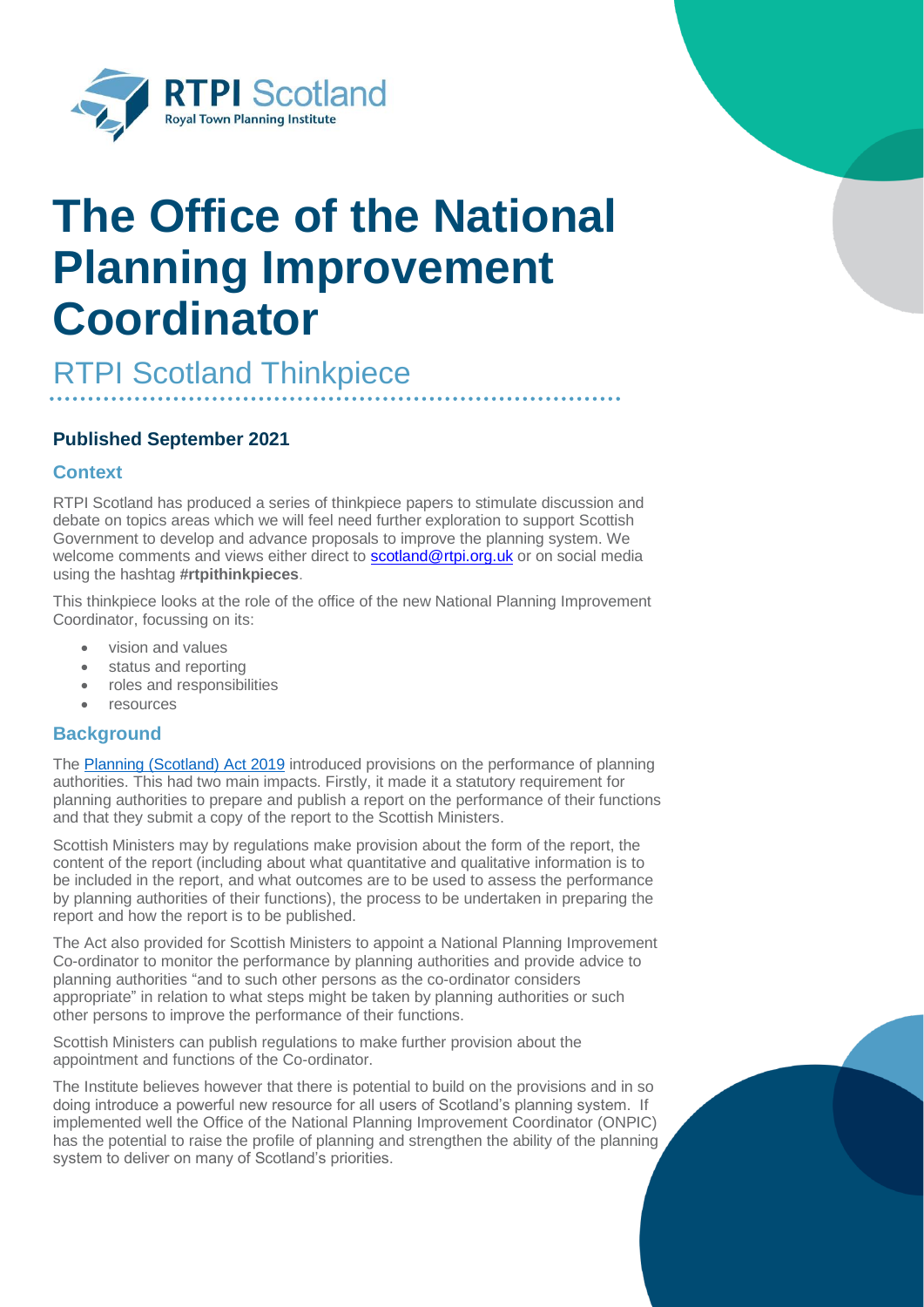RTPI Scotland
Royal Town Planning Institute

# The Office of the National Planning Improvement Coordinator

## RTPI Scotland Thinkpiece

### Published September 2021

### Context

RTPI Scotland has produced a series of thinkpiece papers to stimulate discussion and debate on topics areas which we will feel need further exploration to support Scottish Government to develop and advance proposals to improve the planning system. We welcome comments and views either direct to [scotland@rtpi.org.uk](mailto:scotland@rtpi.org.uk) or on social media using the hashtag **#rtpithinkpieces**.

This thinkpiece looks at the role of the office of the new National Planning Improvement Coordinator, focussing on its:

- vision and values
- status and reporting
- roles and responsibilities
- resources

### Background

The [Planning (Scotland) Act 2019](#) introduced provisions on the performance of planning authorities. This had two main impacts. Firstly, it made it a statutory requirement for planning authorities to prepare and publish a report on the performance of their functions and that they submit a copy of the report to the Scottish Ministers.

Scottish Ministers may by regulations make provision about the form of the report, the content of the report (including about what quantitative and qualitative information is to be included in the report, and what outcomes are to be used to assess the performance by planning authorities of their functions), the process to be undertaken in preparing the report and how the report is to be published.

The Act also provided for Scottish Ministers to appoint a National Planning Improvement Co-ordinator to monitor the performance by planning authorities and provide advice to planning authorities "and to such other persons as the co-ordinator considers appropriate" in relation to what steps might be taken by planning authorities or such other persons to improve the performance of their functions.

Scottish Ministers can publish regulations to make further provision about the appointment and functions of the Co-ordinator.

The Institute believes however that there is potential to build on the provisions and in so doing introduce a powerful new resource for all users of Scotland's planning system. If implemented well the Office of the National Planning Improvement Coordinator (ONPIC) has the potential to raise the profile of planning and strengthen the ability of the planning system to deliver on many of Scotland's priorities.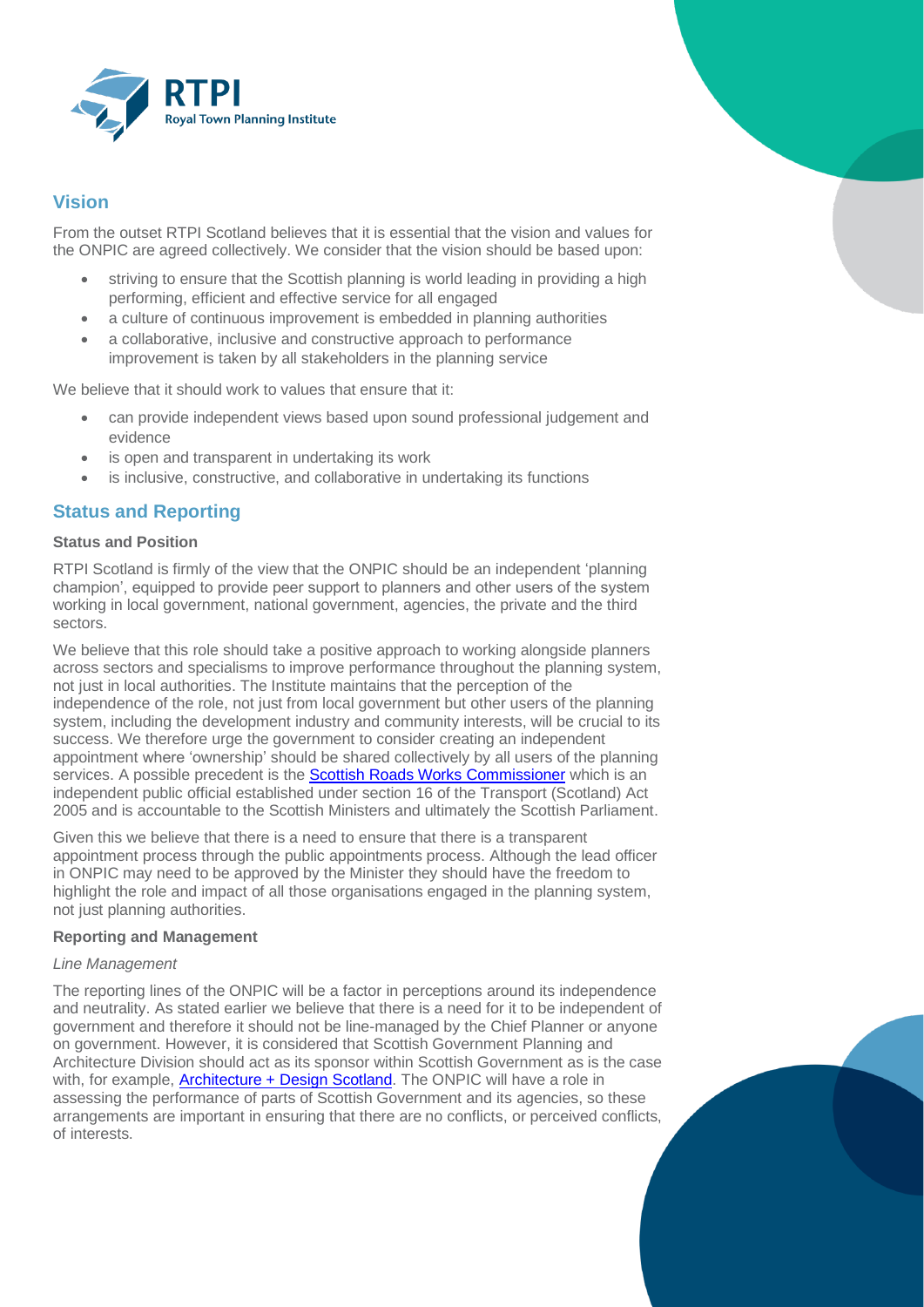## Vision

From the outset RTPI Scotland believes that it is essential that the vision and values for the ONPIC are agreed collectively. We consider that the vision should be based upon:

- striving to ensure that the Scottish planning is world leading in providing a high performing, efficient and effective service for all engaged
- a culture of continuous improvement is embedded in planning authorities
- a collaborative, inclusive and constructive approach to performance improvement is taken by all stakeholders in the planning service

We believe that it should work to values that ensure that it:

- can provide independent views based upon sound professional judgement and evidence
- is open and transparent in undertaking its work
- is inclusive, constructive, and collaborative in undertaking its functions

## Status and Reporting

### Status and Position

RTPI Scotland is firmly of the view that the ONPIC should be an independent 'planning champion', equipped to provide peer support to planners and other users of the system working in local government, national government, agencies, the private and the third sectors.

We believe that this role should take a positive approach to working alongside planners across sectors and specialisms to improve performance throughout the planning system, not just in local authorities. The Institute maintains that the perception of the independence of the role, not just from local government but other users of the planning system, including the development industry and community interests, will be crucial to its success. We therefore urge the government to consider creating an independent appointment where 'ownership' should be shared collectively by all users of the planning services. A possible precedent is the Scottish Roads Works Commissioner which is an independent public official established under section 16 of the Transport (Scotland) Act 2005 and is accountable to the Scottish Ministers and ultimately the Scottish Parliament.

Given this we believe that there is a need to ensure that there is a transparent appointment process through the public appointments process. Although the lead officer in ONPIC may need to be approved by the Minister they should have the freedom to highlight the role and impact of all those organisations engaged in the planning system, not just planning authorities.

### Reporting and Management

*Line Management*

The reporting lines of the ONPIC will be a factor in perceptions around its independence and neutrality. As stated earlier we believe that there is a need for it to be independent of government and therefore it should not be line-managed by the Chief Planner or anyone on government. However, it is considered that Scottish Government Planning and Architecture Division should act as its sponsor within Scottish Government as is the case with, for example, Architecture + Design Scotland. The ONPIC will have a role in assessing the performance of parts of Scottish Government and its agencies, so these arrangements are important in ensuring that there are no conflicts, or perceived conflicts, of interests.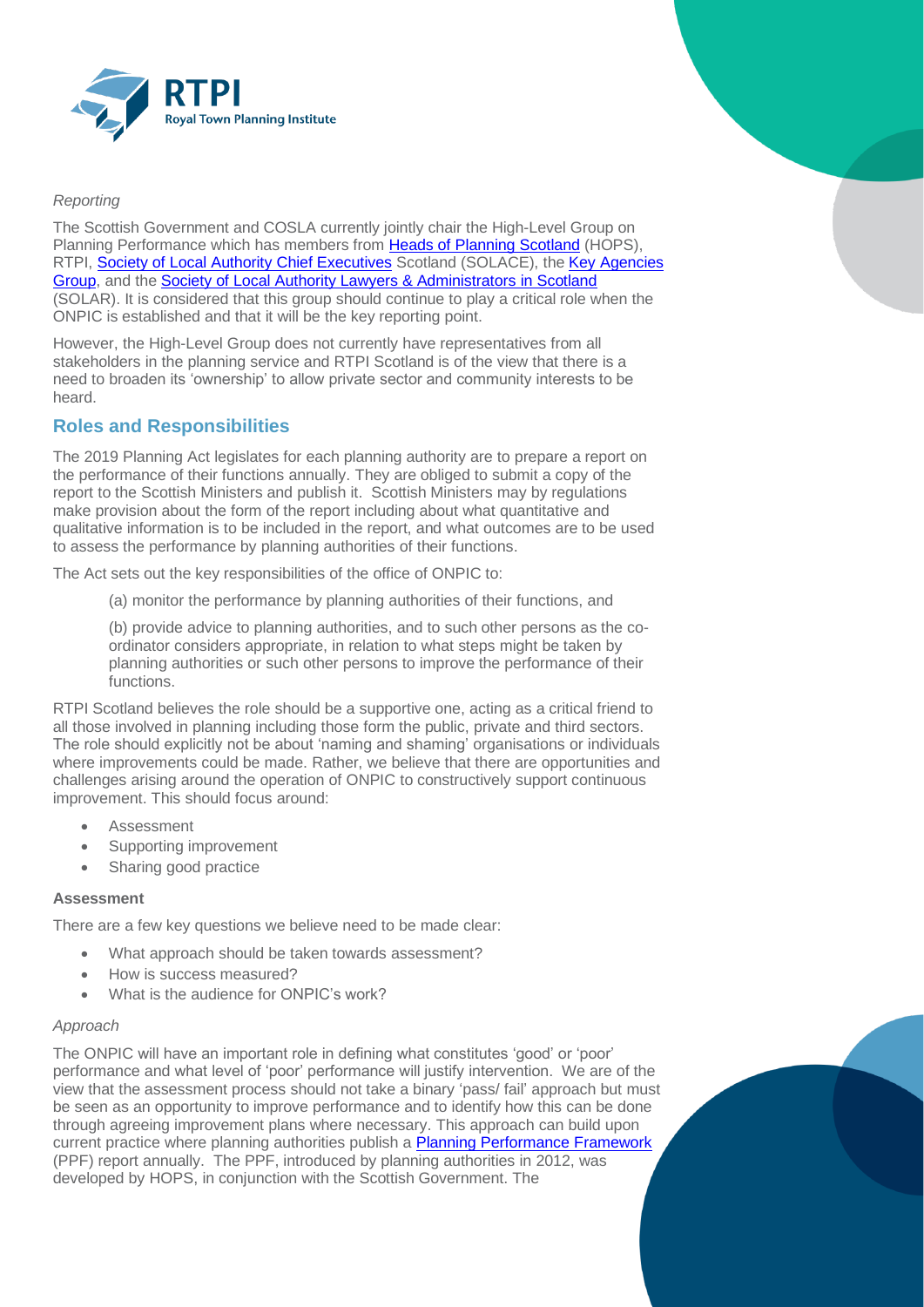*Reporting*

The Scottish Government and COSLA currently jointly chair the High-Level Group on Planning Performance which has members from Heads of Planning Scotland (HOPS), RTPI, Society of Local Authority Chief Executives Scotland (SOLACE), the Key Agencies Group, and the Society of Local Authority Lawyers & Administrators in Scotland (SOLAR). It is considered that this group should continue to play a critical role when the ONPIC is established and that it will be the key reporting point.

However, the High-Level Group does not currently have representatives from all stakeholders in the planning service and RTPI Scotland is of the view that there is a need to broaden its 'ownership' to allow private sector and community interests to be heard.

## Roles and Responsibilities

The 2019 Planning Act legislates for each planning authority are to prepare a report on the performance of their functions annually. They are obliged to submit a copy of the report to the Scottish Ministers and publish it. Scottish Ministers may by regulations make provision about the form of the report including about what quantitative and qualitative information is to be included in the report, and what outcomes are to be used to assess the performance by planning authorities of their functions.

The Act sets out the key responsibilities of the office of ONPIC to:

> (a) monitor the performance by planning authorities of their functions, and
>
> (b) provide advice to planning authorities, and to such other persons as the co-ordinator considers appropriate, in relation to what steps might be taken by planning authorities or such other persons to improve the performance of their functions.

RTPI Scotland believes the role should be a supportive one, acting as a critical friend to all those involved in planning including those form the public, private and third sectors. The role should explicitly not be about 'naming and shaming' organisations or individuals where improvements could be made. Rather, we believe that there are opportunities and challenges arising around the operation of ONPIC to constructively support continuous improvement. This should focus around:

- Assessment
- Supporting improvement
- Sharing good practice

### Assessment

There are a few key questions we believe need to be made clear:

- What approach should be taken towards assessment?
- How is success measured?
- What is the audience for ONPIC's work?

*Approach*

The ONPIC will have an important role in defining what constitutes 'good' or 'poor' performance and what level of 'poor' performance will justify intervention. We are of the view that the assessment process should not take a binary 'pass/ fail' approach but must be seen as an opportunity to improve performance and to identify how this can be done through agreeing improvement plans where necessary. This approach can build upon current practice where planning authorities publish a Planning Performance Framework (PPF) report annually. The PPF, introduced by planning authorities in 2012, was developed by HOPS, in conjunction with the Scottish Government. The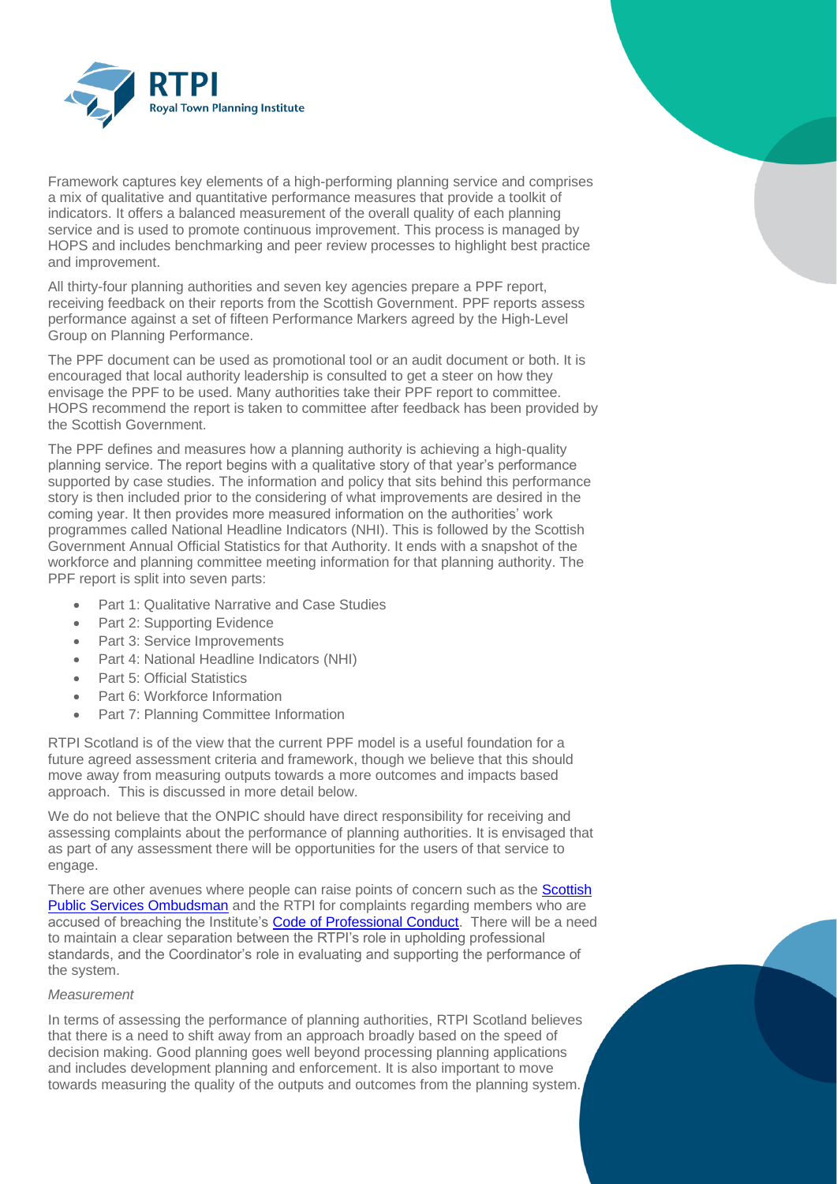Framework captures key elements of a high-performing planning service and comprises a mix of qualitative and quantitative performance measures that provide a toolkit of indicators. It offers a balanced measurement of the overall quality of each planning service and is used to promote continuous improvement. This process is managed by HOPS and includes benchmarking and peer review processes to highlight best practice and improvement.

All thirty-four planning authorities and seven key agencies prepare a PPF report, receiving feedback on their reports from the Scottish Government. PPF reports assess performance against a set of fifteen Performance Markers agreed by the High-Level Group on Planning Performance.

The PPF document can be used as promotional tool or an audit document or both. It is encouraged that local authority leadership is consulted to get a steer on how they envisage the PPF to be used. Many authorities take their PPF report to committee. HOPS recommend the report is taken to committee after feedback has been provided by the Scottish Government.

The PPF defines and measures how a planning authority is achieving a high-quality planning service. The report begins with a qualitative story of that year's performance supported by case studies. The information and policy that sits behind this performance story is then included prior to the considering of what improvements are desired in the coming year. It then provides more measured information on the authorities' work programmes called National Headline Indicators (NHI). This is followed by the Scottish Government Annual Official Statistics for that Authority. It ends with a snapshot of the workforce and planning committee meeting information for that planning authority. The PPF report is split into seven parts:

- Part 1: Qualitative Narrative and Case Studies
- Part 2: Supporting Evidence
- Part 3: Service Improvements
- Part 4: National Headline Indicators (NHI)
- Part 5: Official Statistics
- Part 6: Workforce Information
- Part 7: Planning Committee Information

RTPI Scotland is of the view that the current PPF model is a useful foundation for a future agreed assessment criteria and framework, though we believe that this should move away from measuring outputs towards a more outcomes and impacts based approach. This is discussed in more detail below.

We do not believe that the ONPIC should have direct responsibility for receiving and assessing complaints about the performance of planning authorities. It is envisaged that as part of any assessment there will be opportunities for the users of that service to engage.

There are other avenues where people can raise points of concern such as the Scottish Public Services Ombudsman and the RTPI for complaints regarding members who are accused of breaching the Institute's Code of Professional Conduct. There will be a need to maintain a clear separation between the RTPI's role in upholding professional standards, and the Coordinator's role in evaluating and supporting the performance of the system.

*Measurement*

In terms of assessing the performance of planning authorities, RTPI Scotland believes that there is a need to shift away from an approach broadly based on the speed of decision making. Good planning goes well beyond processing planning applications and includes development planning and enforcement. It is also important to move towards measuring the quality of the outputs and outcomes from the planning system.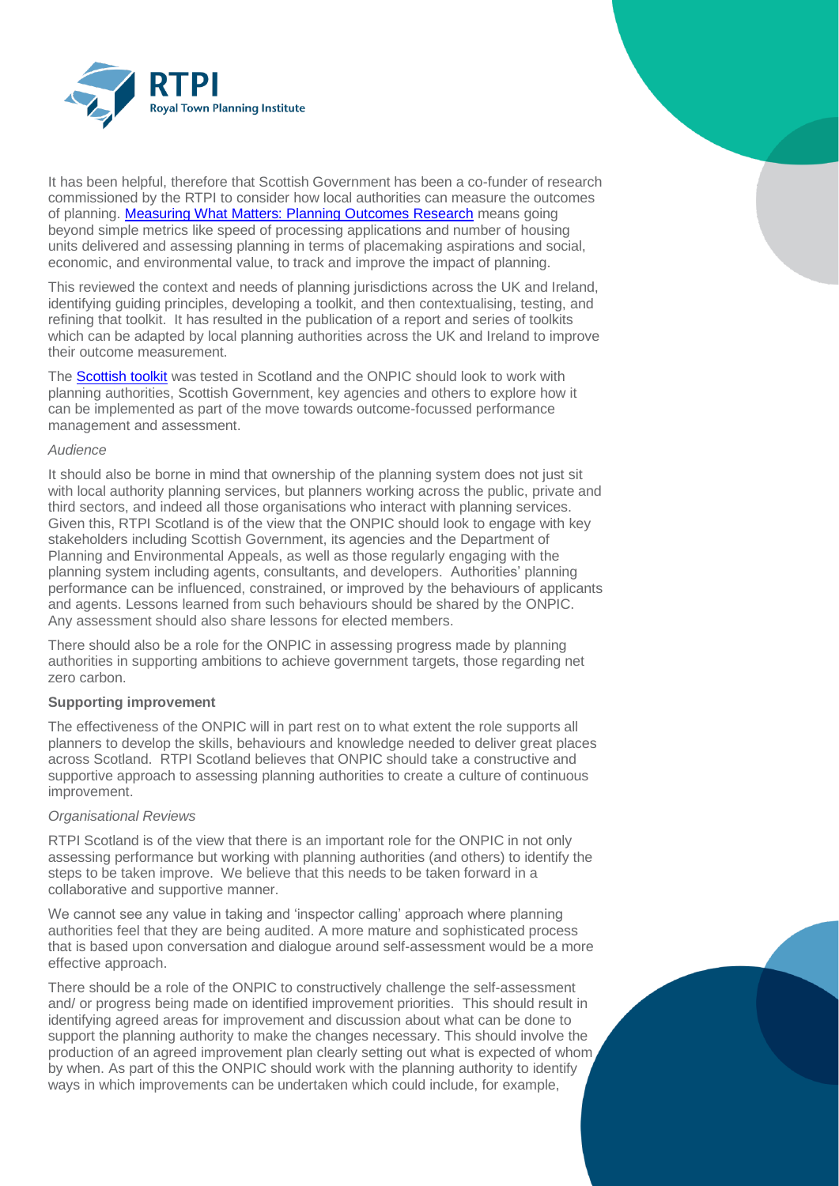It has been helpful, therefore that Scottish Government has been a co-funder of research commissioned by the RTPI to consider how local authorities can measure the outcomes of planning. [Measuring What Matters: Planning Outcomes Research] means going beyond simple metrics like speed of processing applications and number of housing units delivered and assessing planning in terms of placemaking aspirations and social, economic, and environmental value, to track and improve the impact of planning.

This reviewed the context and needs of planning jurisdictions across the UK and Ireland, identifying guiding principles, developing a toolkit, and then contextualising, testing, and refining that toolkit. It has resulted in the publication of a report and series of toolkits which can be adapted by local planning authorities across the UK and Ireland to improve their outcome measurement.

The [Scottish toolkit] was tested in Scotland and the ONPIC should look to work with planning authorities, Scottish Government, key agencies and others to explore how it can be implemented as part of the move towards outcome-focussed performance management and assessment.

*Audience*

It should also be borne in mind that ownership of the planning system does not just sit with local authority planning services, but planners working across the public, private and third sectors, and indeed all those organisations who interact with planning services. Given this, RTPI Scotland is of the view that the ONPIC should look to engage with key stakeholders including Scottish Government, its agencies and the Department of Planning and Environmental Appeals, as well as those regularly engaging with the planning system including agents, consultants, and developers. Authorities' planning performance can be influenced, constrained, or improved by the behaviours of applicants and agents. Lessons learned from such behaviours should be shared by the ONPIC. Any assessment should also share lessons for elected members.

There should also be a role for the ONPIC in assessing progress made by planning authorities in supporting ambitions to achieve government targets, those regarding net zero carbon.

**Supporting improvement**

The effectiveness of the ONPIC will in part rest on to what extent the role supports all planners to develop the skills, behaviours and knowledge needed to deliver great places across Scotland. RTPI Scotland believes that ONPIC should take a constructive and supportive approach to assessing planning authorities to create a culture of continuous improvement.

*Organisational Reviews*

RTPI Scotland is of the view that there is an important role for the ONPIC in not only assessing performance but working with planning authorities (and others) to identify the steps to be taken improve. We believe that this needs to be taken forward in a collaborative and supportive manner.

We cannot see any value in taking and 'inspector calling' approach where planning authorities feel that they are being audited. A more mature and sophisticated process that is based upon conversation and dialogue around self-assessment would be a more effective approach.

There should be a role of the ONPIC to constructively challenge the self-assessment and/ or progress being made on identified improvement priorities. This should result in identifying agreed areas for improvement and discussion about what can be done to support the planning authority to make the changes necessary. This should involve the production of an agreed improvement plan clearly setting out what is expected of whom by when. As part of this the ONPIC should work with the planning authority to identify ways in which improvements can be undertaken which could include, for example,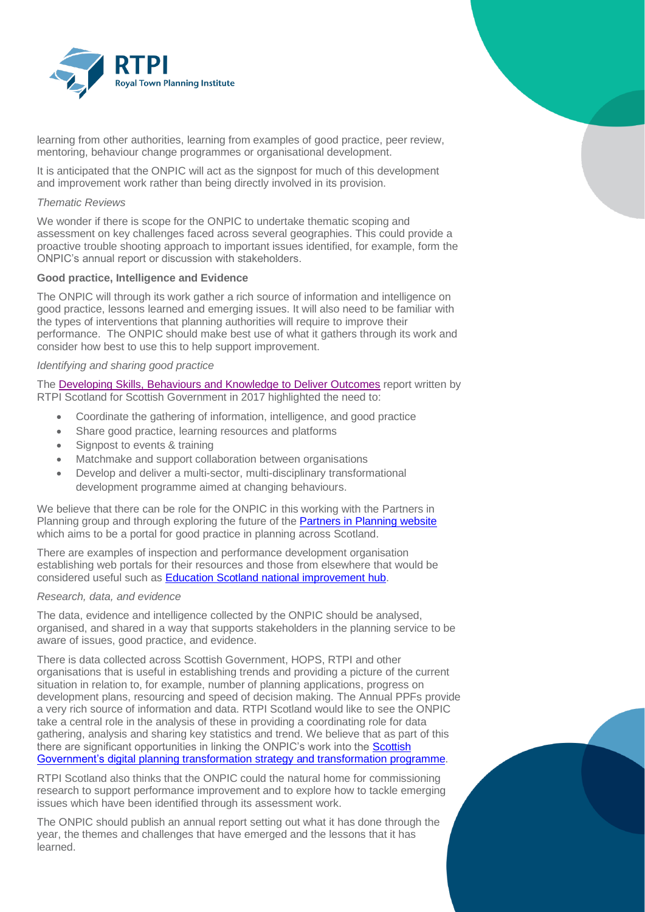learning from other authorities, learning from examples of good practice, peer review, mentoring, behaviour change programmes or organisational development.

It is anticipated that the ONPIC will act as the signpost for much of this development and improvement work rather than being directly involved in its provision.

*Thematic Reviews*

We wonder if there is scope for the ONPIC to undertake thematic scoping and assessment on key challenges faced across several geographies. This could provide a proactive trouble shooting approach to important issues identified, for example, form the ONPIC's annual report or discussion with stakeholders.

**Good practice, Intelligence and Evidence**

The ONPIC will through its work gather a rich source of information and intelligence on good practice, lessons learned and emerging issues. It will also need to be familiar with the types of interventions that planning authorities will require to improve their performance. The ONPIC should make best use of what it gathers through its work and consider how best to use this to help support improvement.

*Identifying and sharing good practice*

The Developing Skills, Behaviours and Knowledge to Deliver Outcomes report written by RTPI Scotland for Scottish Government in 2017 highlighted the need to:

- Coordinate the gathering of information, intelligence, and good practice
- Share good practice, learning resources and platforms
- Signpost to events & training
- Matchmake and support collaboration between organisations
- Develop and deliver a multi-sector, multi-disciplinary transformational development programme aimed at changing behaviours.

We believe that there can be role for the ONPIC in this working with the Partners in Planning group and through exploring the future of the Partners in Planning website which aims to be a portal for good practice in planning across Scotland.

There are examples of inspection and performance development organisation establishing web portals for their resources and those from elsewhere that would be considered useful such as Education Scotland national improvement hub.

*Research, data, and evidence*

The data, evidence and intelligence collected by the ONPIC should be analysed, organised, and shared in a way that supports stakeholders in the planning service to be aware of issues, good practice, and evidence.

There is data collected across Scottish Government, HOPS, RTPI and other organisations that is useful in establishing trends and providing a picture of the current situation in relation to, for example, number of planning applications, progress on development plans, resourcing and speed of decision making. The Annual PPFs provide a very rich source of information and data. RTPI Scotland would like to see the ONPIC take a central role in the analysis of these in providing a coordinating role for data gathering, analysis and sharing key statistics and trend. We believe that as part of this there are significant opportunities in linking the ONPIC's work into the Scottish Government's digital planning transformation strategy and transformation programme.

RTPI Scotland also thinks that the ONPIC could the natural home for commissioning research to support performance improvement and to explore how to tackle emerging issues which have been identified through its assessment work.

The ONPIC should publish an annual report setting out what it has done through the year, the themes and challenges that have emerged and the lessons that it has learned.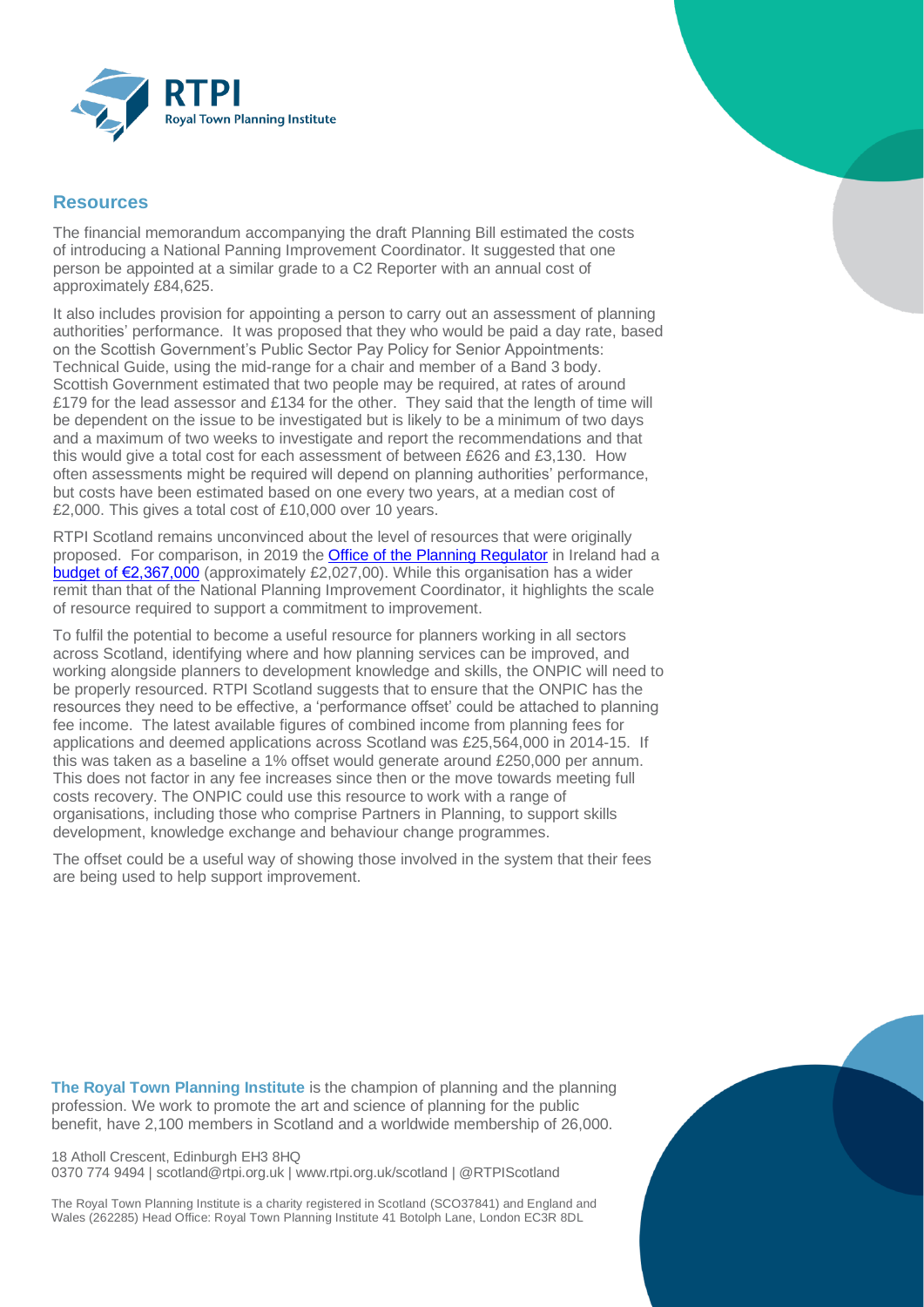## Resources

The financial memorandum accompanying the draft Planning Bill estimated the costs of introducing a National Panning Improvement Coordinator. It suggested that one person be appointed at a similar grade to a C2 Reporter with an annual cost of approximately £84,625.

It also includes provision for appointing a person to carry out an assessment of planning authorities' performance. It was proposed that they who would be paid a day rate, based on the Scottish Government's Public Sector Pay Policy for Senior Appointments: Technical Guide, using the mid-range for a chair and member of a Band 3 body. Scottish Government estimated that two people may be required, at rates of around £179 for the lead assessor and £134 for the other. They said that the length of time will be dependent on the issue to be investigated but is likely to be a minimum of two days and a maximum of two weeks to investigate and report the recommendations and that this would give a total cost for each assessment of between £626 and £3,130. How often assessments might be required will depend on planning authorities' performance, but costs have been estimated based on one every two years, at a median cost of £2,000. This gives a total cost of £10,000 over 10 years.

RTPI Scotland remains unconvinced about the level of resources that were originally proposed. For comparison, in 2019 the [Office of the Planning Regulator]() in Ireland had a [budget of €2,367,000]() (approximately £2,027,00). While this organisation has a wider remit than that of the National Planning Improvement Coordinator, it highlights the scale of resource required to support a commitment to improvement.

To fulfil the potential to become a useful resource for planners working in all sectors across Scotland, identifying where and how planning services can be improved, and working alongside planners to development knowledge and skills, the ONPIC will need to be properly resourced. RTPI Scotland suggests that to ensure that the ONPIC has the resources they need to be effective, a 'performance offset' could be attached to planning fee income. The latest available figures of combined income from planning fees for applications and deemed applications across Scotland was £25,564,000 in 2014-15. If this was taken as a baseline a 1% offset would generate around £250,000 per annum. This does not factor in any fee increases since then or the move towards meeting full costs recovery. The ONPIC could use this resource to work with a range of organisations, including those who comprise Partners in Planning, to support skills development, knowledge exchange and behaviour change programmes.

The offset could be a useful way of showing those involved in the system that their fees are being used to help support improvement.

**The Royal Town Planning Institute** is the champion of planning and the planning profession. We work to promote the art and science of planning for the public benefit, have 2,100 members in Scotland and a worldwide membership of 26,000.

18 Atholl Crescent, Edinburgh EH3 8HQ
0370 774 9494 | scotland@rtpi.org.uk | www.rtpi.org.uk/scotland | @RTPIScotland

The Royal Town Planning Institute is a charity registered in Scotland (SCO37841) and England and Wales (262285) Head Office: Royal Town Planning Institute 41 Botolph Lane, London EC3R 8DL